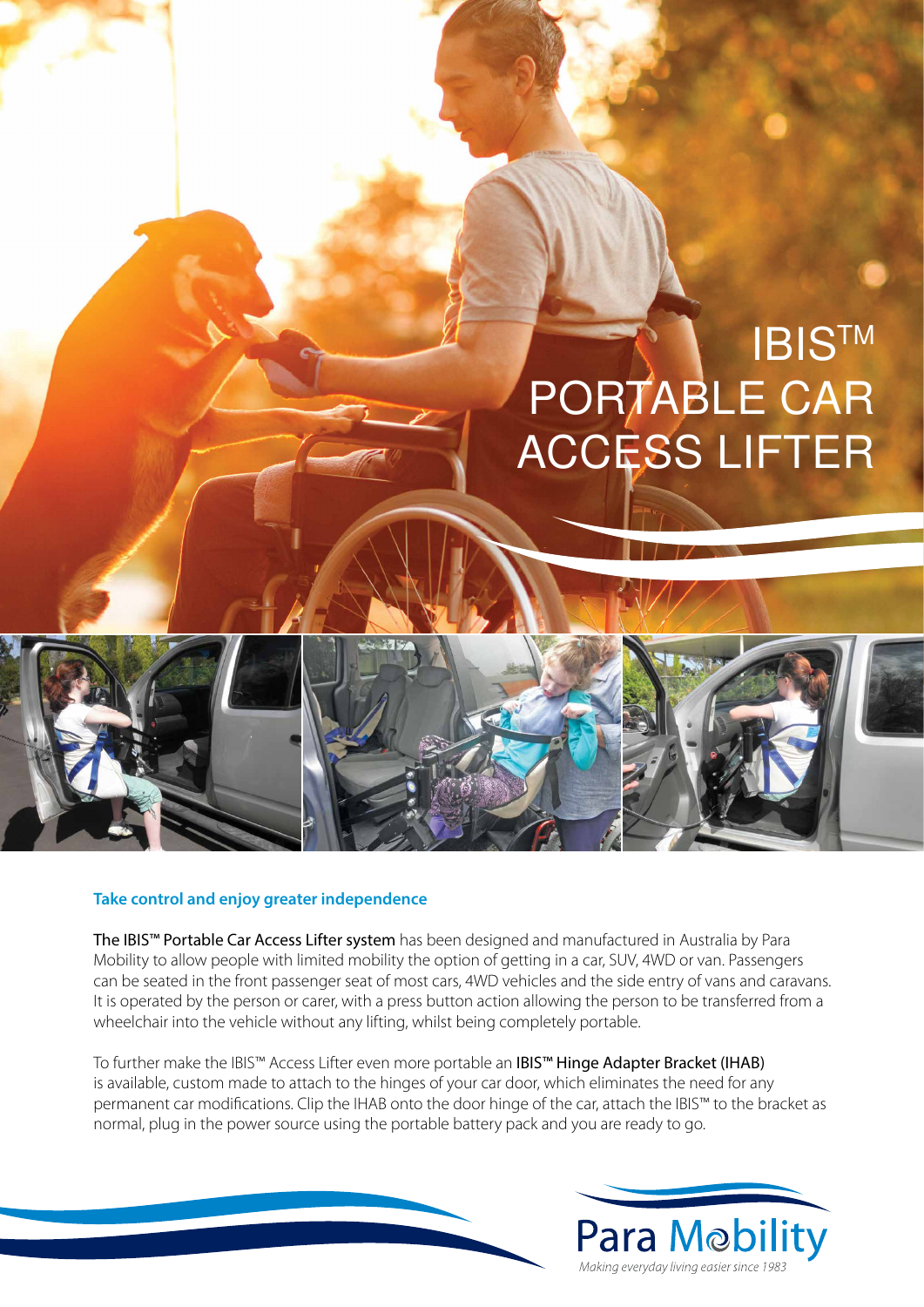# IBIS™ PORTABLE CAR ACCESS LIFTER

### Take control and enjoy greater independence

The IBIS™ Portable Car Access Lifter system has been designed and manufactured in Australia by Para Mobility to allow people with limited mobility the option of getting in a car, SUV, 4WD or van. Passengers can be seated in the front passenger seat of most cars, 4WD vehicles and the side entry of vans and caravans. It is operated by the person or carer, with a press button action allowing the person to be transferred from a wheelchair into the vehicle without any lifting, whilst being completely portable.

To further make the IBIS™ Access Lifter even more portable an IBIS™ Hinge Adapter Bracket (IHAB) is available, custom made to attach to the hinges of your car door, which eliminates the need for any permanent car modifications. Clip the IHAB onto the door hinge of the car, attach the IBIS™ to the bracket as normal, plug in the power source using the portable battery pack and you are ready to go.

Para Mobility

*Making everyday living easier since 1983*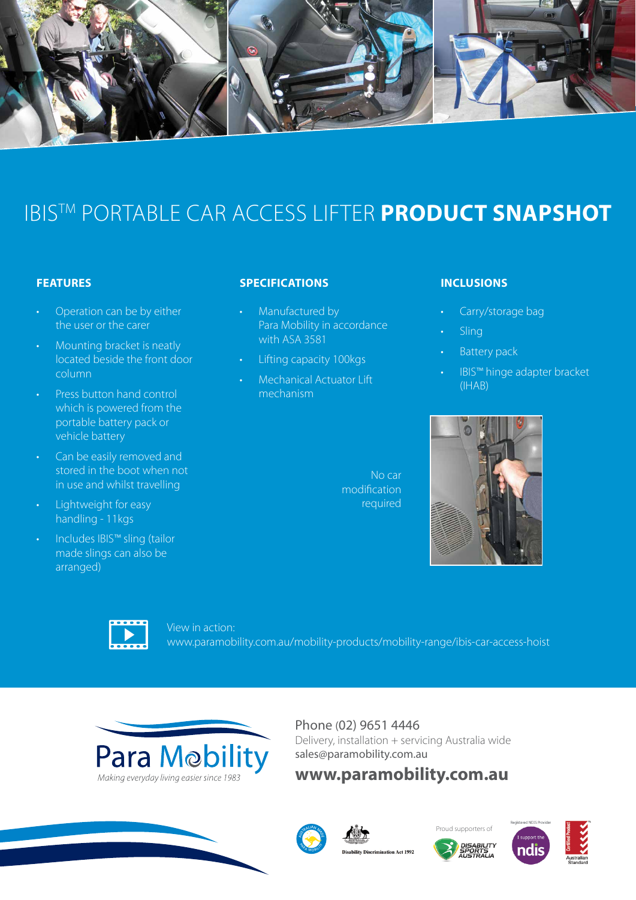# IBIS™ PORTABLE CAR ACCESS LIFTER **PRODUCT SNAPSHOT**

### FEATURES

- Operation can be by either the user or the carer
- Mounting bracket is neatly located beside the front door column
- Press button hand control which is powered from the portable battery pack or vehicle battery
- Can be easily removed and stored in the boot when not in use and whilst travelling
- Lightweight for easy handling - 11kgs
- Includes IBIS™ sling (tailor made slings can also be arranged)

### SPECIFICATIONS

- Manufactured by Para Mobility in accordance with ASA 3581
- Lifting capacity 100kgs
- Mechanical Actuator Lift mechanism

### INCLUSIONS

- Carry/storage bag
- Sling
- Battery pack
- IBIS™ hinge adapter bracket (IHAB)

No car modification required

View in action:
www.paramobility.com.au/mobility-products/mobility-range/ibis-car-access-hoist

Para Mobility
*Making everyday living easier since 1983*

Phone (02) 9651 4446
Delivery, installation + servicing Australia wide
sales@paramobility.com.au

**www.paramobility.com.au**

Disability Discrimination Act 1992

Proud supporters of Disability Sports Australia

Registered NDIS Provider — I support the ndis

Certified Product — Australian Standard